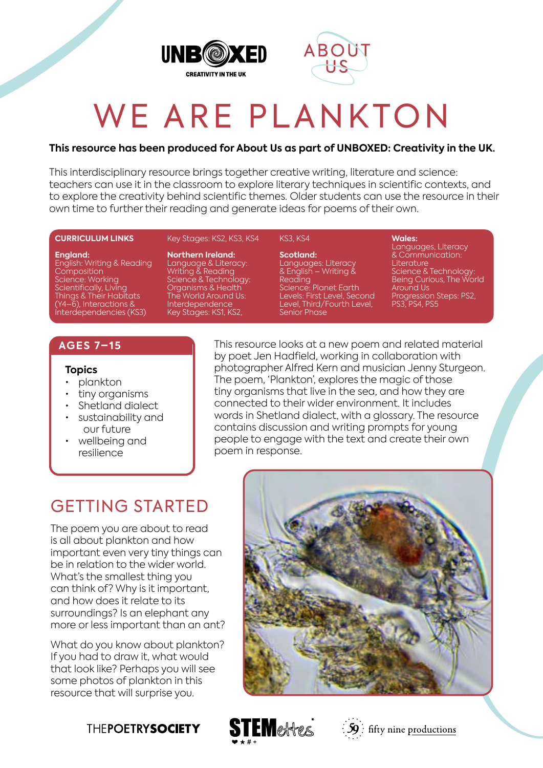# WE ARE PLANKTON

**This resource has been produced for About Us as part of UNBOXED: Creativity in the UK.**

This interdisciplinary resource brings together creative writing, literature and science: teachers can use it in the classroom to explore literary techniques in scientific contexts, and to explore the creativity behind scientific themes. Older students can use the resource in their own time to further their reading and generate ideas for poems of their own.

**CURRICULUM LINKS**

**England:** Key Stages: KS2, KS3, KS4
English: Writing & Reading Composition
Science: Working Scientifically, Living Things & Their Habitats (Y4–6), Interactions & Interdependencies (KS3)

**Northern Ireland:** Key Stages: KS1, KS2,
Language & Literacy: Writing & Reading
Science & Technology: Organisms & Health
The World Around Us: Interdependence

**Scotland:** KS3, KS4
Languages: Literacy & English – Writing & Reading
Science: Planet Earth
Levels: First Level, Second Level, Third/Fourth Level, Senior Phase

**Wales:**
Languages, Literacy & Communication: Literature
Science & Technology: Being Curious, The World Around Us
Progression Steps: PS2, PS3, PS4, PS5

## AGES 7–15

### Topics

- plankton
- tiny organisms
- Shetland dialect
- sustainability and our future
- wellbeing and resilience

This resource looks at a new poem and related material by poet Jen Hadfield, working in collaboration with photographer Alfred Kern and musician Jenny Sturgeon. The poem, 'Plankton', explores the magic of those tiny organisms that live in the sea, and how they are connected to their wider environment. It includes words in Shetland dialect, with a glossary. The resource contains discussion and writing prompts for young people to engage with the text and create their own poem in response.

## GETTING STARTED

The poem you are about to read is all about plankton and how important even very tiny things can be in relation to the wider world. What's the smallest thing you can think of? Why is it important, and how does it relate to its surroundings? Is an elephant any more or less important than an ant?

What do you know about plankton? If you had to draw it, what would that look like? Perhaps you will see some photos of plankton in this resource that will surprise you.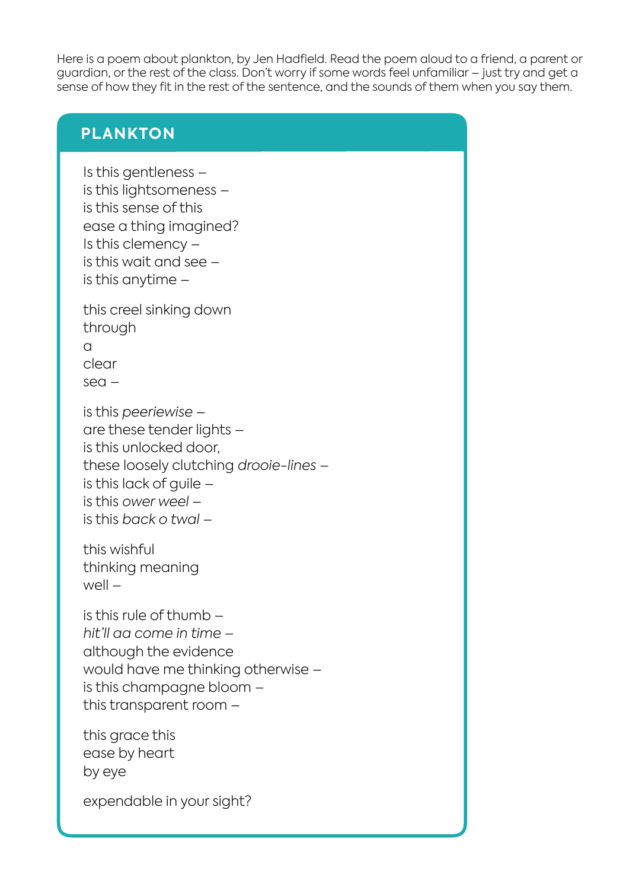Here is a poem about plankton, by Jen Hadfield. Read the poem aloud to a friend, a parent or guardian, or the rest of the class. Don't worry if some words feel unfamiliar – just try and get a sense of how they fit in the rest of the sentence, and the sounds of them when you say them.

## PLANKTON

Is this gentleness –  
is this lightsomeness –  
is this sense of this  
ease a thing imagined?  
Is this clemency –  
is this wait and see –  
is this anytime –

this creel sinking down  
through  
a  
clear  
sea –

is this *peeriewise* –  
are these tender lights –  
is this unlocked door,  
these loosely clutching *drooie-lines* –  
is this lack of guile –  
is this *ower weel* –  
is this *back o twal* –

this wishful  
thinking meaning  
well –

is this rule of thumb –  
*hit'll aa come in time* –  
although the evidence  
would have me thinking otherwise –  
is this champagne bloom –  
this transparent room –

this grace this  
ease by heart  
by eye

expendable in your sight?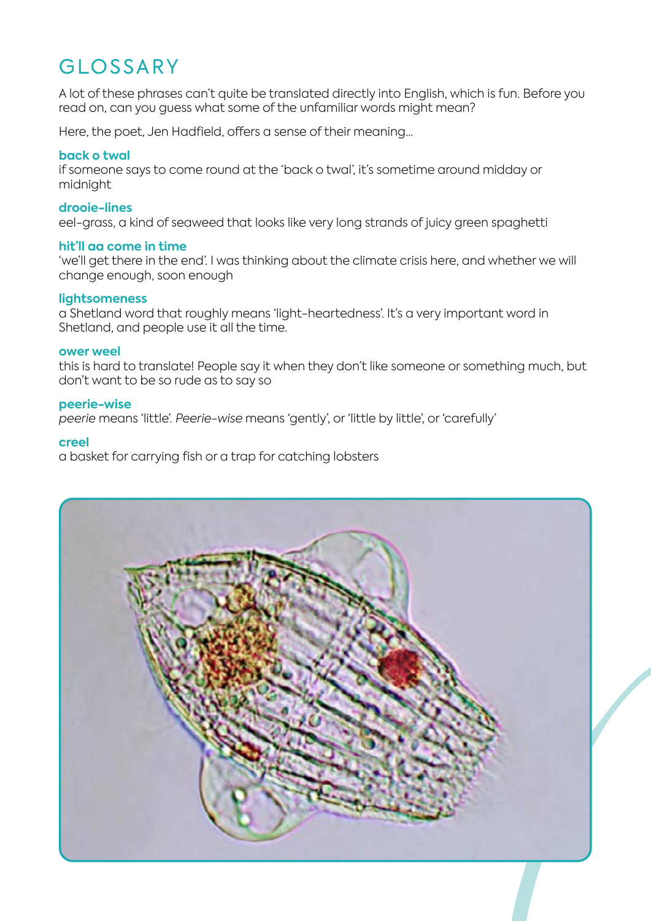# GLOSSARY

A lot of these phrases can't quite be translated directly into English, which is fun. Before you read on, can you guess what some of the unfamiliar words might mean?

Here, the poet, Jen Hadfield, offers a sense of their meaning...

**back o twal**
if someone says to come round at the 'back o twal', it's sometime around midday or midnight

**drooie-lines**
eel-grass, a kind of seaweed that looks like very long strands of juicy green spaghetti

**hit'll aa come in time**
'we'll get there in the end'. I was thinking about the climate crisis here, and whether we will change enough, soon enough

**lightsomeness**
a Shetland word that roughly means 'light-heartedness'. It's a very important word in Shetland, and people use it all the time.

**ower weel**
this is hard to translate! People say it when they don't like someone or something much, but don't want to be so rude as to say so

**peerie-wise**
*peerie* means 'little'. *Peerie-wise* means 'gently', or 'little by little', or 'carefully'

**creel**
a basket for carrying fish or a trap for catching lobsters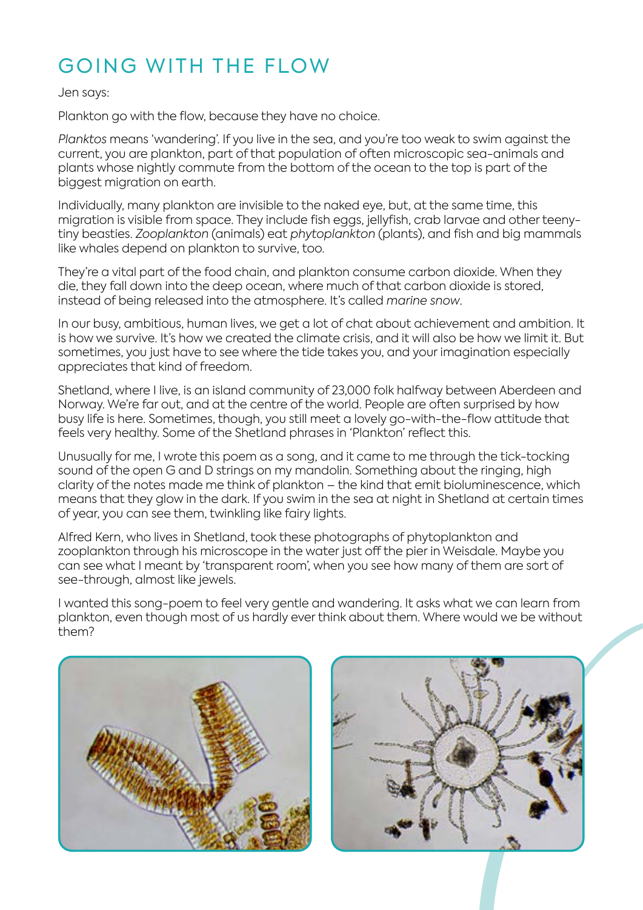# GOING WITH THE FLOW

Jen says:

Plankton go with the flow, because they have no choice.

*Planktos* means 'wandering'. If you live in the sea, and you're too weak to swim against the current, you are plankton, part of that population of often microscopic sea-animals and plants whose nightly commute from the bottom of the ocean to the top is part of the biggest migration on earth.

Individually, many plankton are invisible to the naked eye, but, at the same time, this migration is visible from space. They include fish eggs, jellyfish, crab larvae and other teeny-tiny beasties. *Zooplankton* (animals) eat *phytoplankton* (plants), and fish and big mammals like whales depend on plankton to survive, too.

They're a vital part of the food chain, and plankton consume carbon dioxide. When they die, they fall down into the deep ocean, where much of that carbon dioxide is stored, instead of being released into the atmosphere. It's called *marine snow*.

In our busy, ambitious, human lives, we get a lot of chat about achievement and ambition. It is how we survive. It's how we created the climate crisis, and it will also be how we limit it. But sometimes, you just have to see where the tide takes you, and your imagination especially appreciates that kind of freedom.

Shetland, where I live, is an island community of 23,000 folk halfway between Aberdeen and Norway. We're far out, and at the centre of the world. People are often surprised by how busy life is here. Sometimes, though, you still meet a lovely go-with-the-flow attitude that feels very healthy. Some of the Shetland phrases in 'Plankton' reflect this.

Unusually for me, I wrote this poem as a song, and it came to me through the tick-tocking sound of the open G and D strings on my mandolin. Something about the ringing, high clarity of the notes made me think of plankton – the kind that emit bioluminescence, which means that they glow in the dark. If you swim in the sea at night in Shetland at certain times of year, you can see them, twinkling like fairy lights.

Alfred Kern, who lives in Shetland, took these photographs of phytoplankton and zooplankton through his microscope in the water just off the pier in Weisdale. Maybe you can see what I meant by 'transparent room', when you see how many of them are sort of see-through, almost like jewels.

I wanted this song-poem to feel very gentle and wandering. It asks what we can learn from plankton, even though most of us hardly ever think about them. Where would we be without them?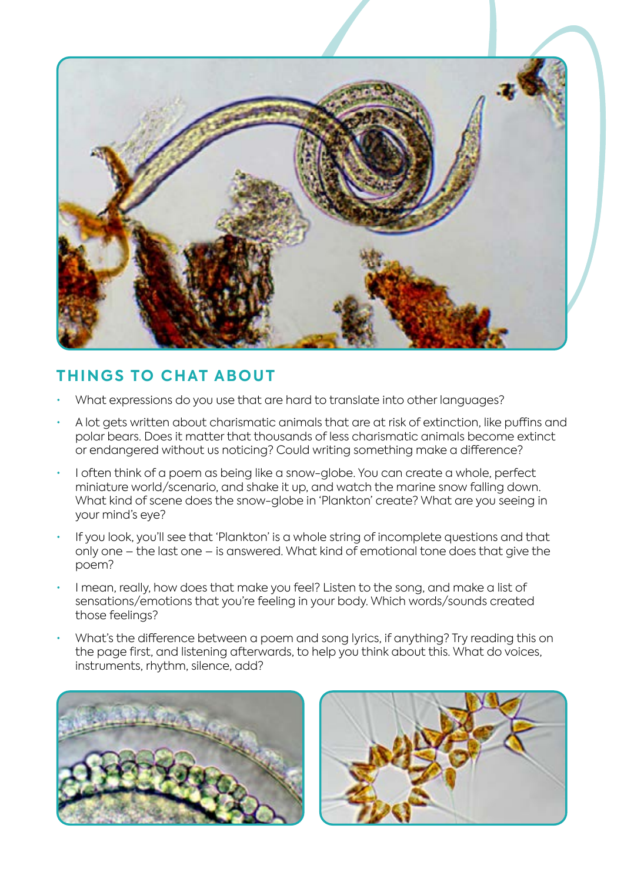## THINGS TO CHAT ABOUT

- What expressions do you use that are hard to translate into other languages?
- A lot gets written about charismatic animals that are at risk of extinction, like puffins and polar bears. Does it matter that thousands of less charismatic animals become extinct or endangered without us noticing? Could writing something make a difference?
- I often think of a poem as being like a snow-globe. You can create a whole, perfect miniature world/scenario, and shake it up, and watch the marine snow falling down. What kind of scene does the snow-globe in 'Plankton' create? What are you seeing in your mind's eye?
- If you look, you'll see that 'Plankton' is a whole string of incomplete questions and that only one – the last one – is answered. What kind of emotional tone does that give the poem?
- I mean, really, how does that make you feel? Listen to the song, and make a list of sensations/emotions that you're feeling in your body. Which words/sounds created those feelings?
- What's the difference between a poem and song lyrics, if anything? Try reading this on the page first, and listening afterwards, to help you think about this. What do voices, instruments, rhythm, silence, add?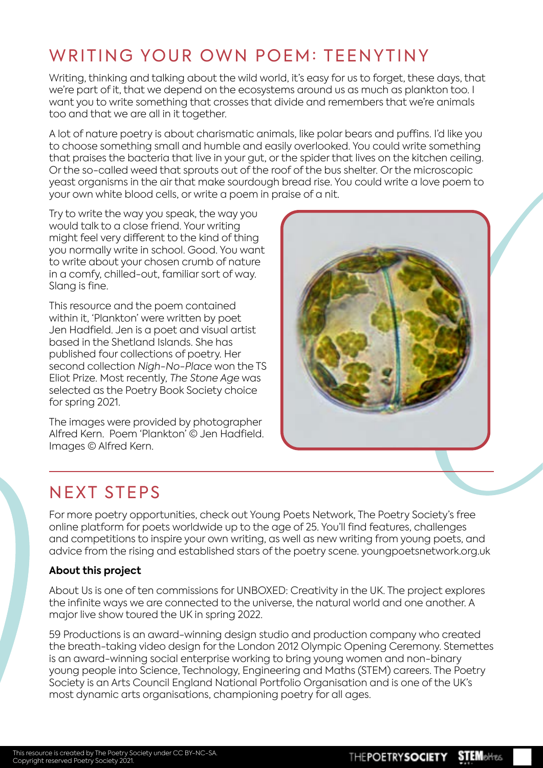## WRITING YOUR OWN POEM: TEENYTINY

Writing, thinking and talking about the wild world, it's easy for us to forget, these days, that we're part of it, that we depend on the ecosystems around us as much as plankton too. I want you to write something that crosses that divide and remembers that we're animals too and that we are all in it together.

A lot of nature poetry is about charismatic animals, like polar bears and puffins. I'd like you to choose something small and humble and easily overlooked. You could write something that praises the bacteria that live in your gut, or the spider that lives on the kitchen ceiling. Or the so-called weed that sprouts out of the roof of the bus shelter. Or the microscopic yeast organisms in the air that make sourdough bread rise. You could write a love poem to your own white blood cells, or write a poem in praise of a nit.

Try to write the way you speak, the way you would talk to a close friend. Your writing might feel very different to the kind of thing you normally write in school. Good. You want to write about your chosen crumb of nature in a comfy, chilled-out, familiar sort of way. Slang is fine.

This resource and the poem contained within it, 'Plankton' were written by poet Jen Hadfield. Jen is a poet and visual artist based in the Shetland Islands. She has published four collections of poetry. Her second collection *Nigh-No-Place* won the TS Eliot Prize. Most recently, *The Stone Age* was selected as the Poetry Book Society choice for spring 2021.

The images were provided by photographer Alfred Kern. Poem 'Plankton' © Jen Hadfield. Images © Alfred Kern.

## NEXT STEPS

For more poetry opportunities, check out Young Poets Network, The Poetry Society's free online platform for poets worldwide up to the age of 25. You'll find features, challenges and competitions to inspire your own writing, as well as new writing from young poets, and advice from the rising and established stars of the poetry scene. youngpoetsnetwork.org.uk

**About this project**

About Us is one of ten commissions for UNBOXED: Creativity in the UK. The project explores the infinite ways we are connected to the universe, the natural world and one another. A major live show toured the UK in spring 2022.

59 Productions is an award-winning design studio and production company who created the breath-taking video design for the London 2012 Olympic Opening Ceremony. Stemettes is an award-winning social enterprise working to bring young women and non-binary young people into Science, Technology, Engineering and Maths (STEM) careers. The Poetry Society is an Arts Council England National Portfolio Organisation and is one of the UK's most dynamic arts organisations, championing poetry for all ages.

This resource is created by The Poetry Society under CC BY-NC-SA.
Copyright reserved Poetry Society 2021.